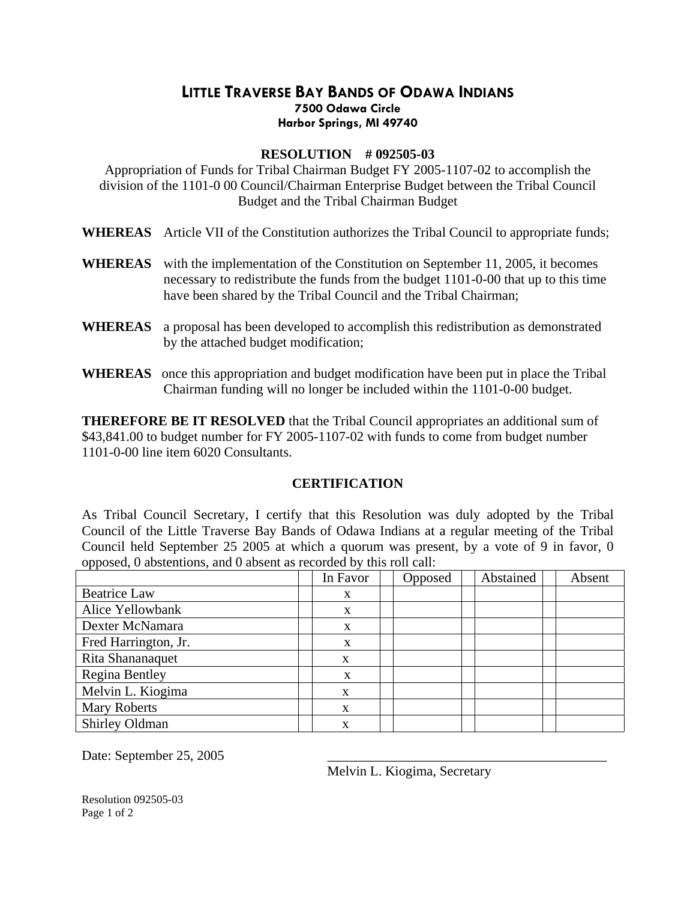# LITTLE TRAVERSE BAY BANDS OF ODAWA INDIANS

**7500 Odawa Circle**
**Harbor Springs, MI 49740**

## RESOLUTION # 092505-03

Appropriation of Funds for Tribal Chairman Budget FY 2005-1107-02 to accomplish the division of the 1101-0 00 Council/Chairman Enterprise Budget between the Tribal Council Budget and the Tribal Chairman Budget

**WHEREAS** Article VII of the Constitution authorizes the Tribal Council to appropriate funds;

**WHEREAS** with the implementation of the Constitution on September 11, 2005, it becomes necessary to redistribute the funds from the budget 1101-0-00 that up to this time have been shared by the Tribal Council and the Tribal Chairman;

**WHEREAS** a proposal has been developed to accomplish this redistribution as demonstrated by the attached budget modification;

**WHEREAS** once this appropriation and budget modification have been put in place the Tribal Chairman funding will no longer be included within the 1101-0-00 budget.

**THEREFORE BE IT RESOLVED** that the Tribal Council appropriates an additional sum of $43,841.00 to budget number for FY 2005-1107-02 with funds to come from budget number 1101-0-00 line item 6020 Consultants.

## CERTIFICATION

As Tribal Council Secretary, I certify that this Resolution was duly adopted by the Tribal Council of the Little Traverse Bay Bands of Odawa Indians at a regular meeting of the Tribal Council held September 25 2005 at which a quorum was present, by a vote of 9 in favor, 0 opposed, 0 abstentions, and 0 absent as recorded by this roll call:

| | In Favor | Opposed | Abstained | Absent |
|---|---|---|---|---|
| Beatrice Law | x | | | |
| Alice Yellowbank | x | | | |
| Dexter McNamara | x | | | |
| Fred Harrington, Jr. | x | | | |
| Rita Shananaquet | x | | | |
| Regina Bentley | x | | | |
| Melvin L. Kiogima | x | | | |
| Mary Roberts | x | | | |
| Shirley Oldman | x | | | |

Date: September 25, 2005

\_\_\_\_\_\_\_\_\_\_\_\_\_\_\_\_\_\_\_\_\_\_\_\_\_\_\_\_\_\_\_\_\_\_\_\_\_\_\_\_\_\_\_\_
Melvin L. Kiogima, Secretary

Resolution 092505-03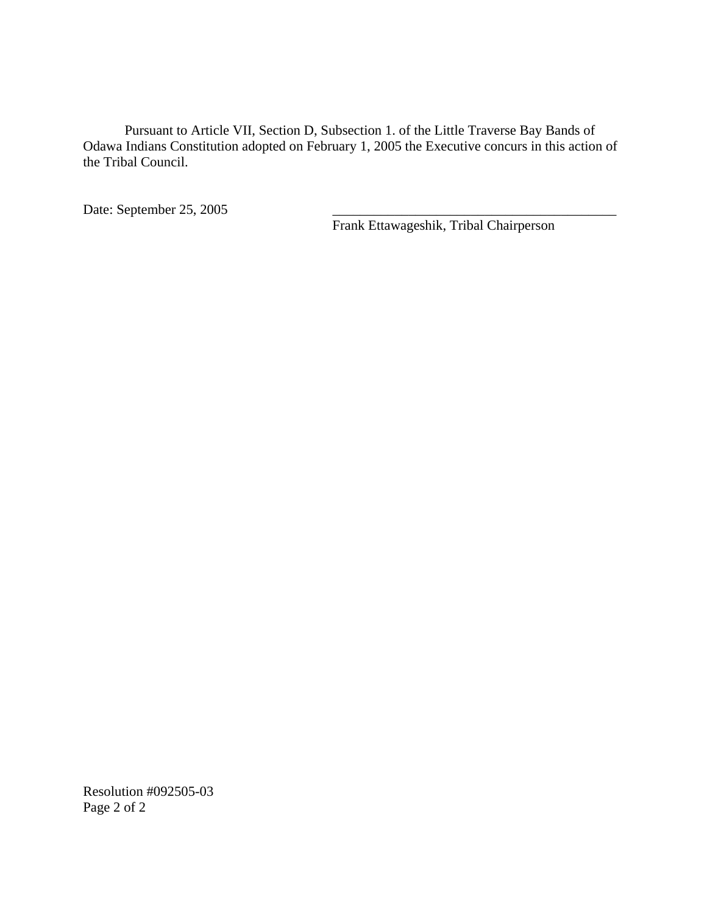Pursuant to Article VII, Section D, Subsection 1. of the Little Traverse Bay Bands of Odawa Indians Constitution adopted on February 1, 2005 the Executive concurs in this action of the Tribal Council.

Date: September 25, 2005

\_\_\_\_\_\_\_\_\_\_\_\_\_\_\_\_\_\_\_\_\_\_\_\_\_\_\_\_\_\_\_\_\_\_\_\_\_\_\_\_\_\_

Frank Ettawageshik, Tribal Chairperson

Resolution #092505-03